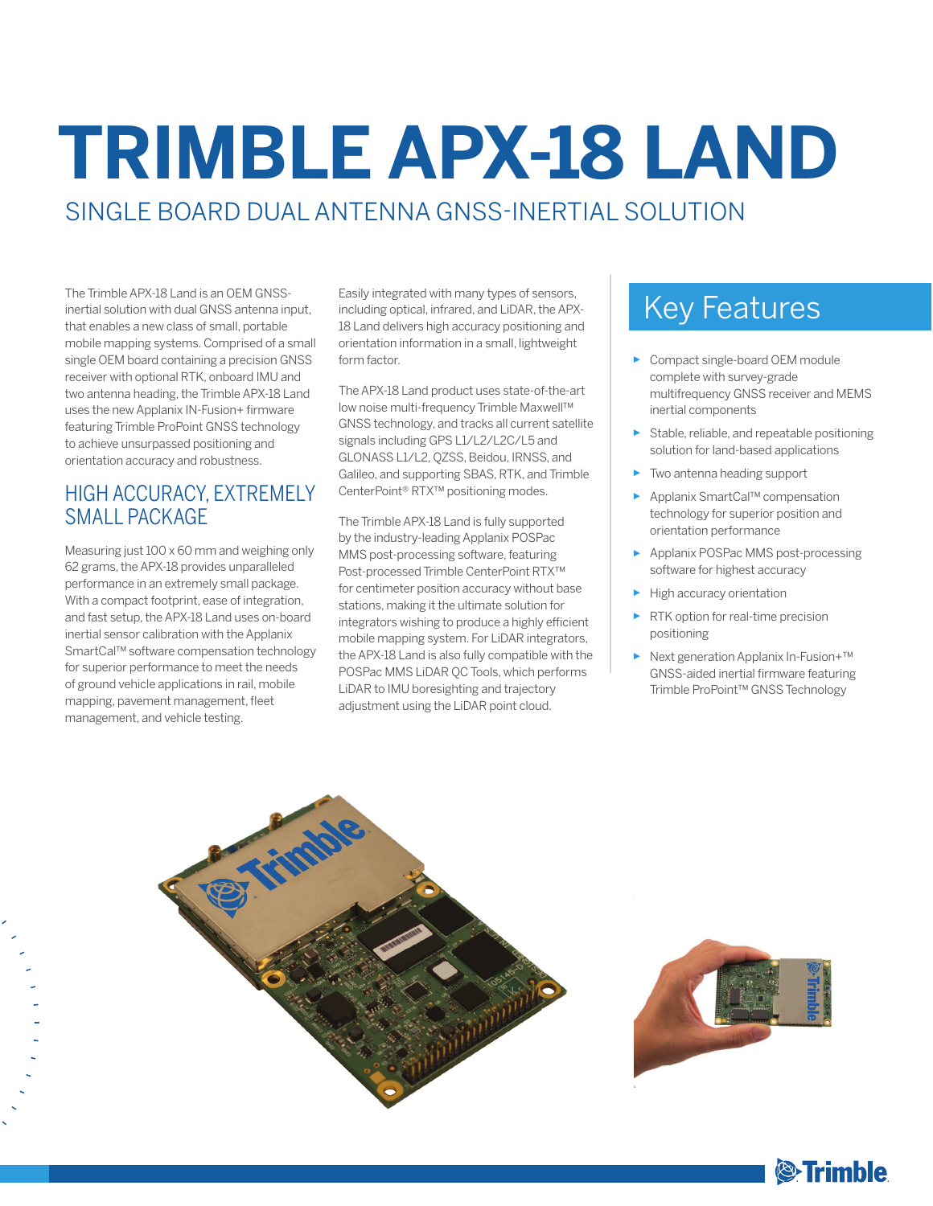# TRIMBLE APX-18 LAND

## SINGLE BOARD DUAL ANTENNA GNSS-INERTIAL SOLUTION

The Trimble APX-18 Land is an OEM GNSS-inertial solution with dual GNSS antenna input, that enables a new class of small, portable mobile mapping systems. Comprised of a small single OEM board containing a precision GNSS receiver with optional RTK, onboard IMU and two antenna heading, the Trimble APX-18 Land uses the new Applanix IN-Fusion+ firmware featuring Trimble ProPoint GNSS technology to achieve unsurpassed positioning and orientation accuracy and robustness.

### HIGH ACCURACY, EXTREMELY SMALL PACKAGE

Measuring just 100 x 60 mm and weighing only 62 grams, the APX-18 provides unparalleled performance in an extremely small package. With a compact footprint, ease of integration, and fast setup, the APX-18 Land uses on-board inertial sensor calibration with the Applanix SmartCal™ software compensation technology for superior performance to meet the needs of ground vehicle applications in rail, mobile mapping, pavement management, fleet management, and vehicle testing.

Easily integrated with many types of sensors, including optical, infrared, and LiDAR, the APX-18 Land delivers high accuracy positioning and orientation information in a small, lightweight form factor.

The APX-18 Land product uses state-of-the-art low noise multi-frequency Trimble Maxwell™ GNSS technology, and tracks all current satellite signals including GPS L1/L2/L2C/L5 and GLONASS L1/L2, QZSS, Beidou, IRNSS, and Galileo, and supporting SBAS, RTK, and Trimble CenterPoint® RTX™ positioning modes.

The Trimble APX-18 Land is fully supported by the industry-leading Applanix POSPac MMS post-processing software, featuring Post-processed Trimble CenterPoint RTX™ for centimeter position accuracy without base stations, making it the ultimate solution for integrators wishing to produce a highly efficient mobile mapping system. For LiDAR integrators, the APX-18 Land is also fully compatible with the POSPac MMS LiDAR QC Tools, which performs LiDAR to IMU boresighting and trajectory adjustment using the LiDAR point cloud.

## Key Features

- Compact single-board OEM module complete with survey-grade multifrequency GNSS receiver and MEMS inertial components
- Stable, reliable, and repeatable positioning solution for land-based applications
- Two antenna heading support
- Applanix SmartCal™ compensation technology for superior position and orientation performance
- Applanix POSPac MMS post-processing software for highest accuracy
- High accuracy orientation
- RTK option for real-time precision positioning
- Next generation Applanix In-Fusion+™ GNSS-aided inertial firmware featuring Trimble ProPoint™ GNSS Technology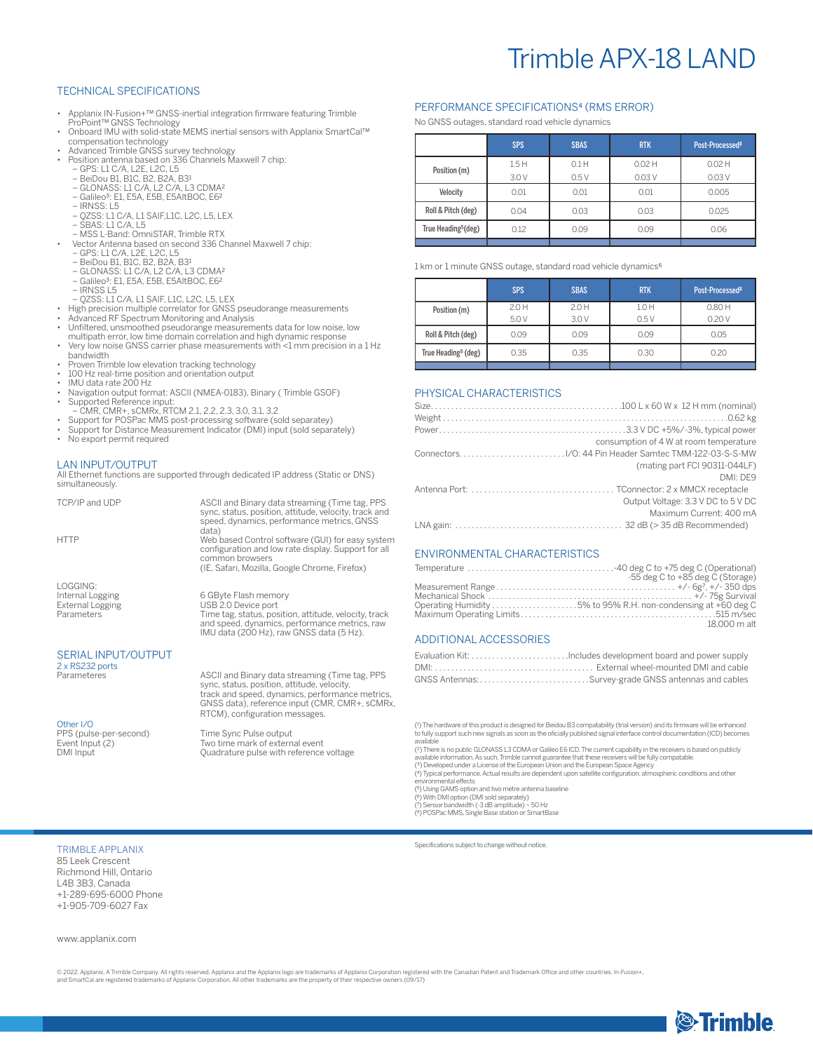# Trimble APX-18 LAND

## TECHNICAL SPECIFICATIONS

- Applanix IN-Fusion+™ GNSS-inertial integration firmware featuring Trimble ProPoint™ GNSS Technology
- Onboard IMU with solid-state MEMS inertial sensors with Applanix SmartCal™ compensation technology
- Advanced Trimble GNSS survey technology
- Position antenna based on 336 Channels Maxwell 7 chip:
  - GPS: L1 C/A, L2E, L2C, L5
  - BeiDou B1, B1C, B2, B2A, B3[1]
  - GLONASS: L1 C/A, L2 C/A, L3 CDMA[2]
  - Galileo[3]: E1, E5A, E5B, E5AltBOC, E6[2]
  - IRNSS: L5
  - QZSS: L1 C/A, L1 SAIF,L1C, L2C, L5, LEX
  - SBAS: L1 C/A, L5
  - MSS L-Band: OmniSTAR, Trimble RTX
- Vector Antenna based on second 336 Channel Maxwell 7 chip:
  - GPS: L1 C/A, L2E, L2C, L5
  - BeiDou B1, B1C, B2, B2A, B3[1]
  - GLONASS: L1 C/A, L2 C/A, L3 CDMA[2]
  - Galileo[3]: E1, E5A, E5B, E5AltBOC, E6[2]
  - IRNSS L5
  - QZSS: L1 C/A, L1 SAIF, L1C, L2C, L5, LEX
- High precision multiple correlator for GNSS pseudorange measurements
- Advanced RF Spectrum Monitoring and Analysis
- Unfiltered, unsmoothed pseudorange measurements data for low noise, low multipath error, low time domain correlation and high dynamic response
- Very low noise GNSS carrier phase measurements with <1 mm precision in a 1 Hz bandwidth
- Proven Trimble low elevation tracking technology
- 100 Hz real-time position and orientation output
- IMU data rate 200 Hz
- Navigation output format: ASCII (NMEA-0183), Binary ( Trimble GSOF)
- Supported Reference input:
  - CMR, CMR+, sCMRx, RTCM 2.1, 2.2, 2.3, 3.0, 3.1, 3.2
- Support for POSPac MMS post-processing software (sold separatey)
- Support for Distance Measurement Indicator (DMI) input (sold separately)
- No export permit required

## LAN INPUT/OUTPUT

All Ethernet functions are supported through dedicated IP address (Static or DNS) simultaneously.

| | |
|---|---|
| TCP/IP and UDP | ASCII and Binary data streaming (Time tag, PPS sync, status, position, attitude, velocity, track and speed, dynamics, performance metrics, GNSS data) |
| HTTP | Web based Control software (GUI) for easy system configuration and low rate display. Support for all common browsers (IE, Safari, Mozilla, Google Chrome, Firefox) |
| LOGGING: | |
| Internal Logging | 6 GByte Flash memory |
| External Logging | USB 2.0 Device port |
| Parameters | Time tag, status, position, attitude, velocity, track and speed, dynamics, performance metrics, raw IMU data (200 Hz), raw GNSS data (5 Hz). |

## SERIAL INPUT/OUTPUT

2 x RS232 ports

| | |
|---|---|
| Parameteres | ASCII and Binary data streaming (Time tag, PPS sync, status, position, attitude, velocity, track and speed, dynamics, performance metrics, GNSS data), reference input (CMR, CMR+, sCMRx, RTCM), configuration messages. |

Other I/O

| | |
|---|---|
| PPS (pulse-per-second) | Time Sync Pulse output |
| Event Input (2) | Two time mark of external event |
| DMI Input | Quadrature pulse with reference voltage |

## PERFORMANCE SPECIFICATIONS[4] (RMS ERROR)

No GNSS outages, standard road vehicle dynamics

| | SPS | SBAS | RTK | Post-Processed[8] |
|---|---|---|---|---|
| Position (m) | 1.5 H<br>3.0 V | 0.1 H<br>0.5 V | 0.02 H<br>0.03 V | 0.02 H<br>0.03 V |
| Velocity | 0.01 | 0.01 | 0.01 | 0.005 |
| Roll & Pitch (deg) | 0.04 | 0.03 | 0.03 | 0.025 |
| True Heading[5](deg) | 0.12 | 0.09 | 0.09 | 0.06 |

1 km or 1 minute GNSS outage, standard road vehicle dynamics[6]

| | SPS | SBAS | RTK | Post-Processed[8] |
|---|---|---|---|---|
| Position (m) | 2.0 H<br>5.0 V | 2.0 H<br>3.0 V | 1.0 H<br>0.5 V | 0.80 H<br>0.20 V |
| Roll & Pitch (deg) | 0.09 | 0.09 | 0.09 | 0.05 |
| True Heading[5] (deg) | 0.35 | 0.35 | 0.30 | 0.20 |

## PHYSICAL CHARACTERISTICS

Size.....100 L x 60 W x 12 H mm (nominal)
Weight.....0.62 kg
Power.....3.3 V DC +5%/-3%, typical power consumption of 4 W at room temperature
Connectors.....I/O: 44 Pin Header Samtec TMM-122-03-S-S-MW (mating part FCI 90311-044LF)
DMI: DE9
Antenna Port: .....TConnector: 2 x MMCX receptacle
Output Voltage: 3.3 V DC to 5 V DC
Maximum Current: 400 mA
LNA gain: .....32 dB (> 35 dB Recommended)

## ENVIRONMENTAL CHARACTERISTICS

Temperature .....-40 deg C to +75 deg C (Operational)
-55 deg C to +85 deg C (Storage)
Measurement Range.....+/- 6g[7], +/- 350 dps
Mechanical Shock.....+/- 75g Survival
Operating Humidity.....5% to 95% R.H. non-condensing at +60 deg C
Maximum Operating Limits.....515 m/sec
18,000 m alt

## ADDITIONAL ACCESSORIES

Evaluation Kit:.....Includes development board and power supply
DMI:.....External wheel-mounted DMI and cable
GNSS Antennas:.....Survey-grade GNSS antennas and cables

(1) The hardware of this product is designed for Beidou B3 compatability (trial version) and its firmware will be enhanced to fully support such new signals as soon as the oficially published signal interface control documentation (ICD) becomes available
(2) There is no public GLONASS L3 CDMA or Galileo E6 ICD. The current capability in the receivers is based on publicly available information. As such, Trimble cannot guarantee that these receivers will be fully compatable.
(3) Developed under a License of the European Union and the European Space Agency
(4) Typical performance. Actual results are dependent upon satellite configuration, atmospheric conditions and other environmental effects
(5) Using GAMS option and two metre antenna baseline
(6) With DMI option (DMI sold separately)
(7) Sensor bandwidth (-3 dB amplitude) ~ 50 Hz
(8) POSPac MMS, Single Base station or SmartBase

Specifications subject to change without notice.

TRIMBLE APPLANIX
85 Leek Crescent
Richmond Hill, Ontario
L4B 3B3, Canada
+1-289-695-6000 Phone
+1-905-709-6027 Fax

www.applanix.com

© 2022, Applanix, A Trimble Company. All rights reserved. Applanix and the Applanix logo are trademarks of Applanix Corporation registered with the Canadian Patent and Trademark Office and other countries. In-Fusion+, and SmartCal are registered trademarks of Applanix Corporation. All other trademarks are the property of their respective owners (09/17)

Trimble